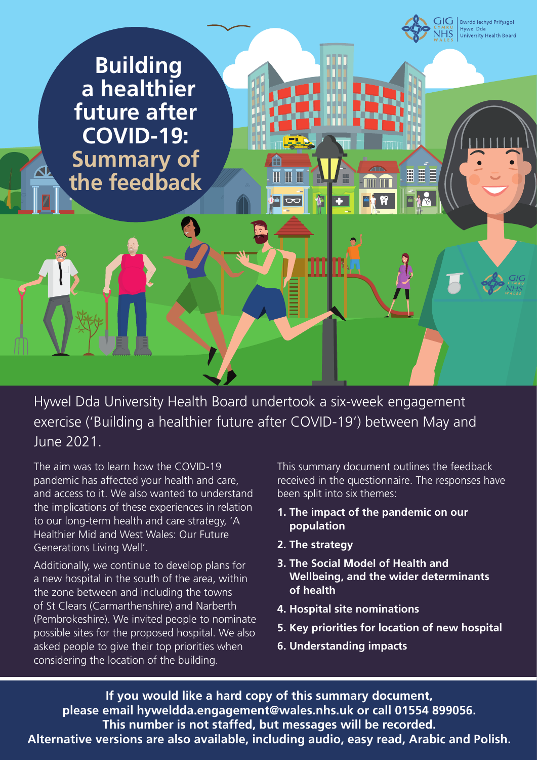# Building a healthier future after COVID-19: Summary of the feedback

Hywel Dda University Health Board undertook a six-week engagement exercise ('Building a healthier future after COVID-19') between May and June 2021.

The aim was to learn how the COVID-19 pandemic has affected your health and care, and access to it. We also wanted to understand the implications of these experiences in relation to our long-term health and care strategy, 'A Healthier Mid and West Wales: Our Future Generations Living Well'.

Additionally, we continue to develop plans for a new hospital in the south of the area, within the zone between and including the towns of St Clears (Carmarthenshire) and Narberth (Pembrokeshire). We invited people to nominate possible sites for the proposed hospital. We also asked people to give their top priorities when considering the location of the building.

This summary document outlines the feedback received in the questionnaire. The responses have been split into six themes:

1. **The impact of the pandemic on our population**
2. **The strategy**
3. **The Social Model of Health and Wellbeing, and the wider determinants of health**
4. **Hospital site nominations**
5. **Key priorities for location of new hospital**
6. **Understanding impacts**

**If you would like a hard copy of this summary document, please email hyweldda.engagement@wales.nhs.uk or call 01554 899056. This number is not staffed, but messages will be recorded. Alternative versions are also available, including audio, easy read, Arabic and Polish.**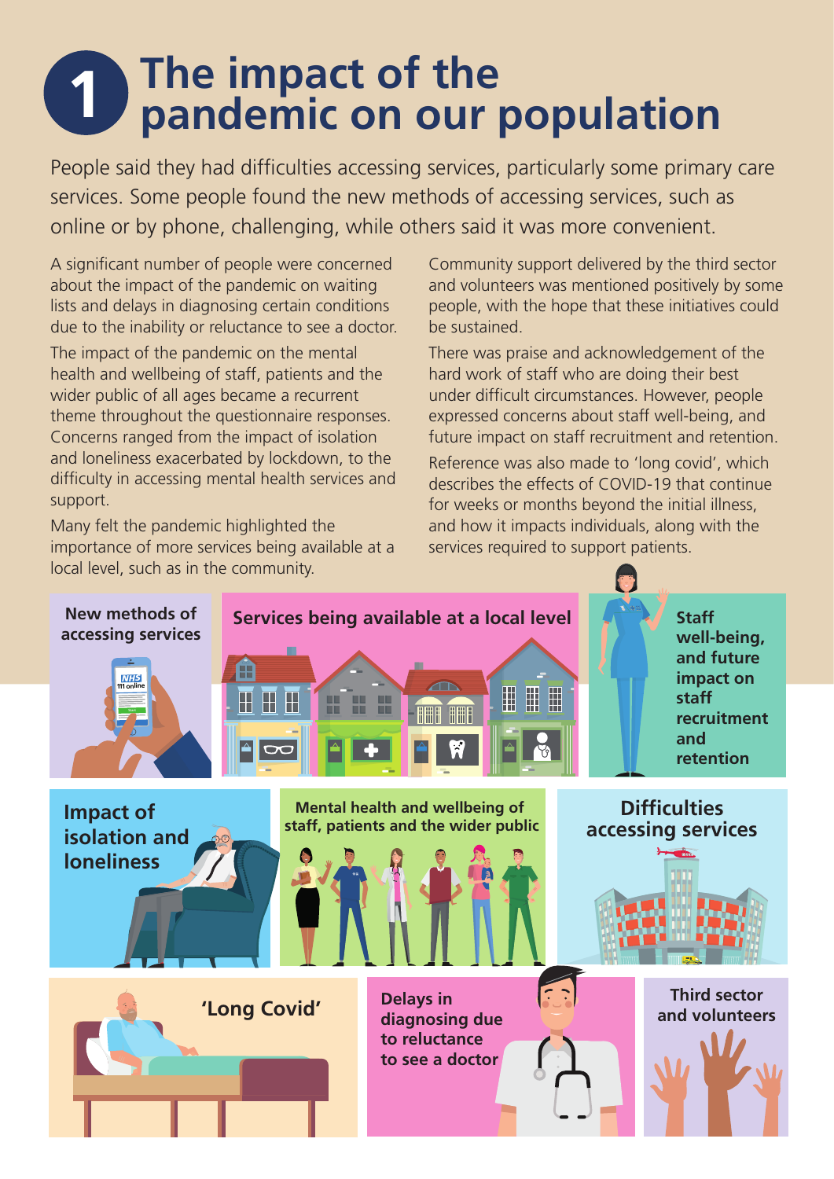# 1 The impact of the pandemic on our population

People said they had difficulties accessing services, particularly some primary care services. Some people found the new methods of accessing services, such as online or by phone, challenging, while others said it was more convenient.

A significant number of people were concerned about the impact of the pandemic on waiting lists and delays in diagnosing certain conditions due to the inability or reluctance to see a doctor.

The impact of the pandemic on the mental health and wellbeing of staff, patients and the wider public of all ages became a recurrent theme throughout the questionnaire responses. Concerns ranged from the impact of isolation and loneliness exacerbated by lockdown, to the difficulty in accessing mental health services and support.

Many felt the pandemic highlighted the importance of more services being available at a local level, such as in the community.

Community support delivered by the third sector and volunteers was mentioned positively by some people, with the hope that these initiatives could be sustained.

There was praise and acknowledgement of the hard work of staff who are doing their best under difficult circumstances. However, people expressed concerns about staff well-being, and future impact on staff recruitment and retention.

Reference was also made to 'long covid', which describes the effects of COVID-19 that continue for weeks or months beyond the initial illness, and how it impacts individuals, along with the services required to support patients.

**New methods of accessing services**

**Services being available at a local level**

**Staff well-being, and future impact on staff recruitment and retention**

**Impact of isolation and loneliness**

**Mental health and wellbeing of staff, patients and the wider public**

**Difficulties accessing services**

**'Long Covid'**

**Delays in diagnosing due to reluctance to see a doctor**

**Third sector and volunteers**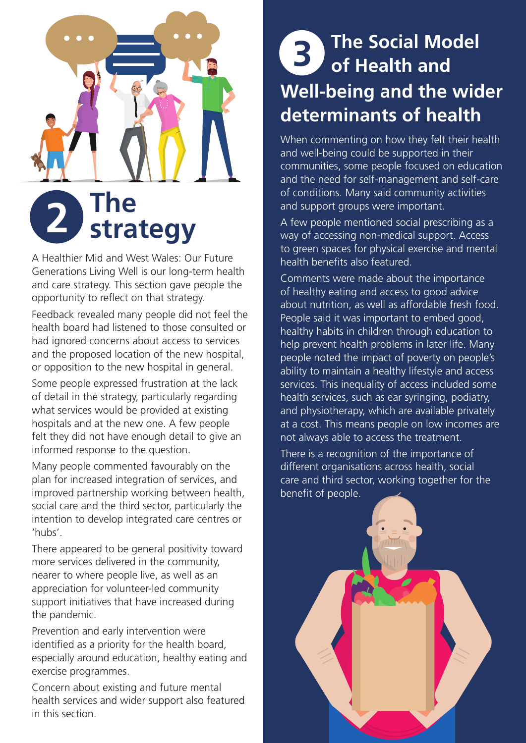## 2 The strategy

A Healthier Mid and West Wales: Our Future Generations Living Well is our long-term health and care strategy. This section gave people the opportunity to reflect on that strategy.

Feedback revealed many people did not feel the health board had listened to those consulted or had ignored concerns about access to services and the proposed location of the new hospital, or opposition to the new hospital in general.

Some people expressed frustration at the lack of detail in the strategy, particularly regarding what services would be provided at existing hospitals and at the new one. A few people felt they did not have enough detail to give an informed response to the question.

Many people commented favourably on the plan for increased integration of services, and improved partnership working between health, social care and the third sector, particularly the intention to develop integrated care centres or 'hubs'.

There appeared to be general positivity toward more services delivered in the community, nearer to where people live, as well as an appreciation for volunteer-led community support initiatives that have increased during the pandemic.

Prevention and early intervention were identified as a priority for the health board, especially around education, healthy eating and exercise programmes.

Concern about existing and future mental health services and wider support also featured in this section.

## 3 The Social Model of Health and Well-being and the wider determinants of health

When commenting on how they felt their health and well-being could be supported in their communities, some people focused on education and the need for self-management and self-care of conditions. Many said community activities and support groups were important.

A few people mentioned social prescribing as a way of accessing non-medical support. Access to green spaces for physical exercise and mental health benefits also featured.

Comments were made about the importance of healthy eating and access to good advice about nutrition, as well as affordable fresh food. People said it was important to embed good, healthy habits in children through education to help prevent health problems in later life. Many people noted the impact of poverty on people's ability to maintain a healthy lifestyle and access services. This inequality of access included some health services, such as ear syringing, podiatry, and physiotherapy, which are available privately at a cost. This means people on low incomes are not always able to access the treatment.

There is a recognition of the importance of different organisations across health, social care and third sector, working together for the benefit of people.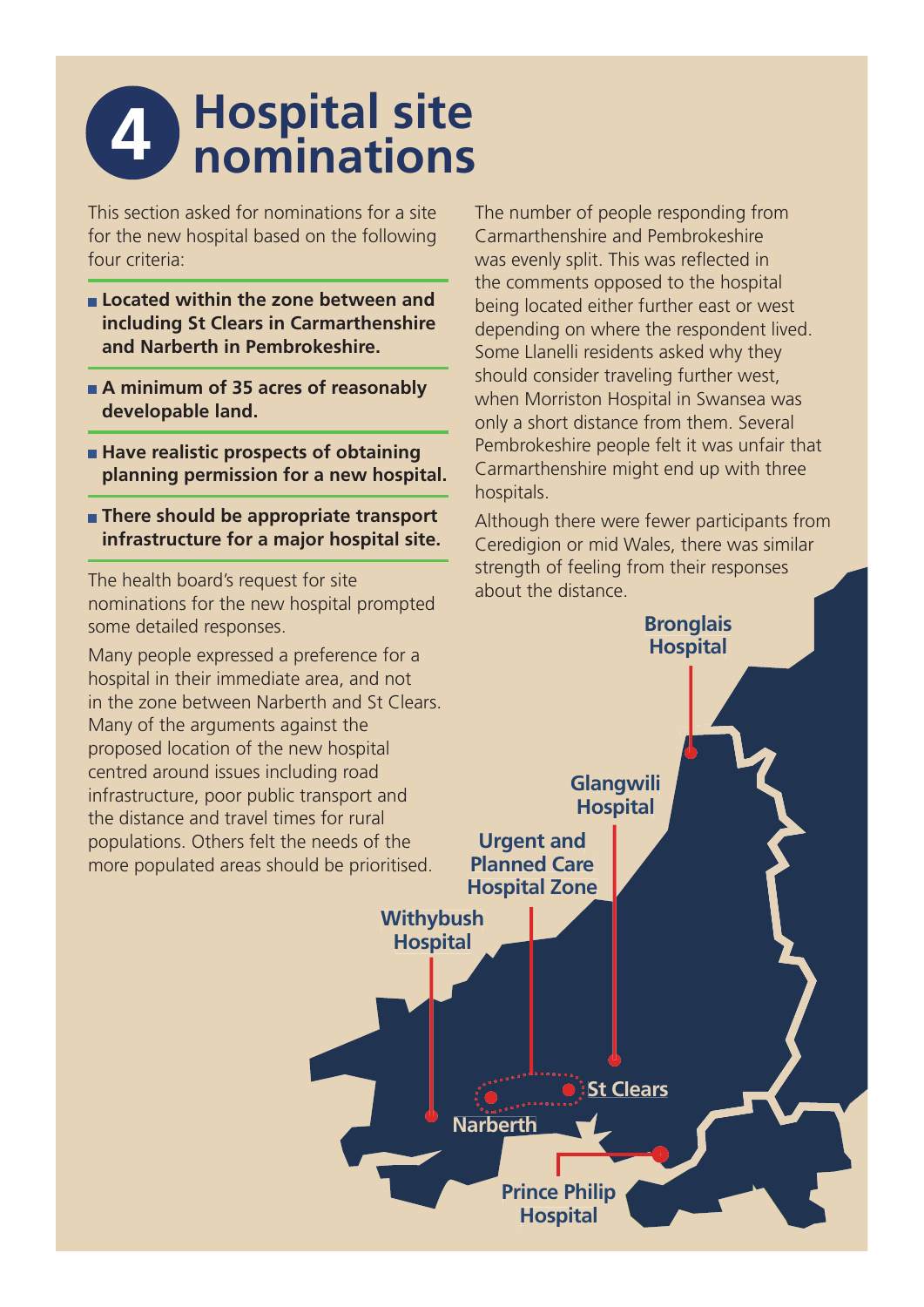# 4 Hospital site nominations

This section asked for nominations for a site for the new hospital based on the following four criteria:

- **Located within the zone between and including St Clears in Carmarthenshire and Narberth in Pembrokeshire.**
- **A minimum of 35 acres of reasonably developable land.**
- **Have realistic prospects of obtaining planning permission for a new hospital.**
- **There should be appropriate transport infrastructure for a major hospital site.**

The health board's request for site nominations for the new hospital prompted some detailed responses.

Many people expressed a preference for a hospital in their immediate area, and not in the zone between Narberth and St Clears. Many of the arguments against the proposed location of the new hospital centred around issues including road infrastructure, poor public transport and the distance and travel times for rural populations. Others felt the needs of the more populated areas should be prioritised.

The number of people responding from Carmarthenshire and Pembrokeshire was evenly split. This was reflected in the comments opposed to the hospital being located either further east or west depending on where the respondent lived. Some Llanelli residents asked why they should consider traveling further west, when Morriston Hospital in Swansea was only a short distance from them. Several Pembrokeshire people felt it was unfair that Carmarthenshire might end up with three hospitals.

Although there were fewer participants from Ceredigion or mid Wales, there was similar strength of feeling from their responses about the distance.

Bronglais Hospital

Glangwili Hospital

Urgent and Planned Care Hospital Zone

Withybush Hospital

St Clears

Narberth

Prince Philip Hospital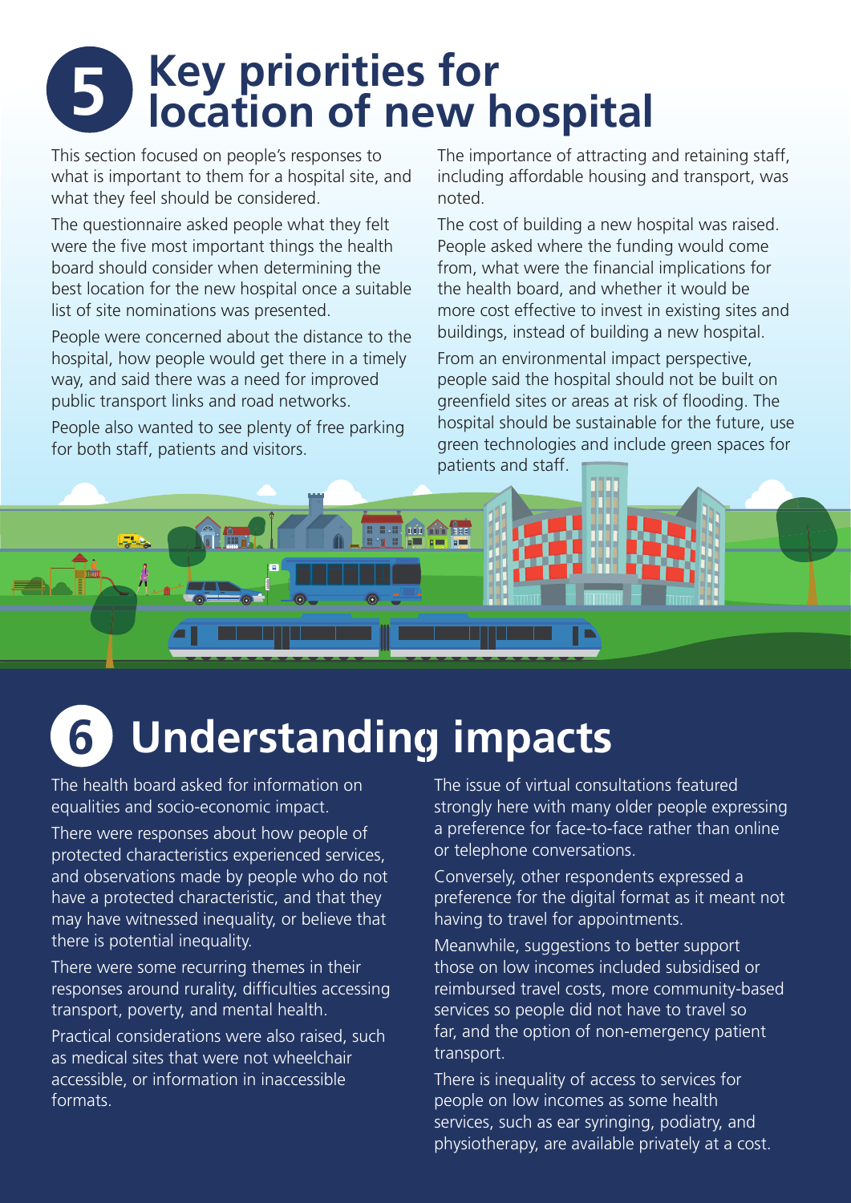# 5 Key priorities for location of new hospital

This section focused on people's responses to what is important to them for a hospital site, and what they feel should be considered.

The questionnaire asked people what they felt were the five most important things the health board should consider when determining the best location for the new hospital once a suitable list of site nominations was presented.

People were concerned about the distance to the hospital, how people would get there in a timely way, and said there was a need for improved public transport links and road networks.

People also wanted to see plenty of free parking for both staff, patients and visitors.

The importance of attracting and retaining staff, including affordable housing and transport, was noted.

The cost of building a new hospital was raised. People asked where the funding would come from, what were the financial implications for the health board, and whether it would be more cost effective to invest in existing sites and buildings, instead of building a new hospital.

From an environmental impact perspective, people said the hospital should not be built on greenfield sites or areas at risk of flooding. The hospital should be sustainable for the future, use green technologies and include green spaces for patients and staff.

# 6 Understanding impacts

The health board asked for information on equalities and socio-economic impact.

There were responses about how people of protected characteristics experienced services, and observations made by people who do not have a protected characteristic, and that they may have witnessed inequality, or believe that there is potential inequality.

There were some recurring themes in their responses around rurality, difficulties accessing transport, poverty, and mental health.

Practical considerations were also raised, such as medical sites that were not wheelchair accessible, or information in inaccessible formats.

The issue of virtual consultations featured strongly here with many older people expressing a preference for face-to-face rather than online or telephone conversations.

Conversely, other respondents expressed a preference for the digital format as it meant not having to travel for appointments.

Meanwhile, suggestions to better support those on low incomes included subsidised or reimbursed travel costs, more community-based services so people did not have to travel so far, and the option of non-emergency patient transport.

There is inequality of access to services for people on low incomes as some health services, such as ear syringing, podiatry, and physiotherapy, are available privately at a cost.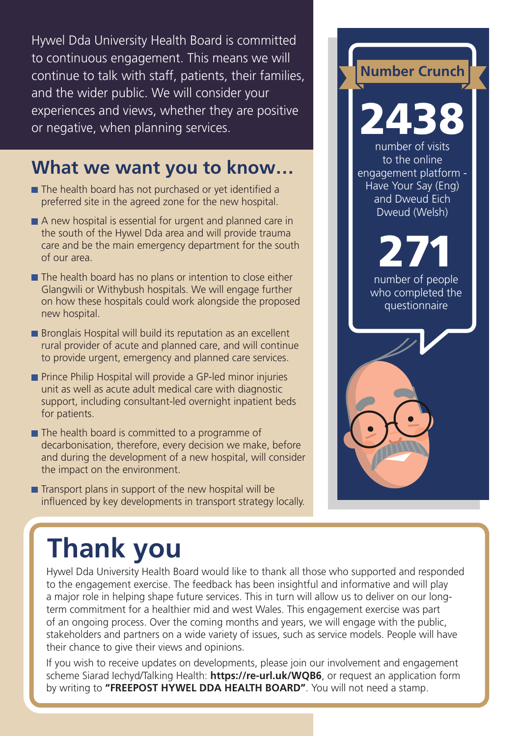Hywel Dda University Health Board is committed to continuous engagement. This means we will continue to talk with staff, patients, their families, and the wider public. We will consider your experiences and views, whether they are positive or negative, when planning services.

## What we want you to know…

- The health board has not purchased or yet identified a preferred site in the agreed zone for the new hospital.
- A new hospital is essential for urgent and planned care in the south of the Hywel Dda area and will provide trauma care and be the main emergency department for the south of our area.
- The health board has no plans or intention to close either Glangwili or Withybush hospitals. We will engage further on how these hospitals could work alongside the proposed new hospital.
- Bronglais Hospital will build its reputation as an excellent rural provider of acute and planned care, and will continue to provide urgent, emergency and planned care services.
- Prince Philip Hospital will provide a GP-led minor injuries unit as well as acute adult medical care with diagnostic support, including consultant-led overnight inpatient beds for patients.
- The health board is committed to a programme of decarbonisation, therefore, every decision we make, before and during the development of a new hospital, will consider the impact on the environment.
- Transport plans in support of the new hospital will be influenced by key developments in transport strategy locally.

### Number Crunch

**2438**
number of visits to the online engagement platform - Have Your Say (Eng) and Dweud Eich Dweud (Welsh)

**271**
number of people who completed the questionnaire

# Thank you

Hywel Dda University Health Board would like to thank all those who supported and responded to the engagement exercise. The feedback has been insightful and informative and will play a major role in helping shape future services. This in turn will allow us to deliver on our long-term commitment for a healthier mid and west Wales. This engagement exercise was part of an ongoing process. Over the coming months and years, we will engage with the public, stakeholders and partners on a wide variety of issues, such as service models. People will have their chance to give their views and opinions.

If you wish to receive updates on developments, please join our involvement and engagement scheme Siarad Iechyd/Talking Health: **https://re-url.uk/WQB6**, or request an application form by writing to **"FREEPOST HYWEL DDA HEALTH BOARD"**. You will not need a stamp.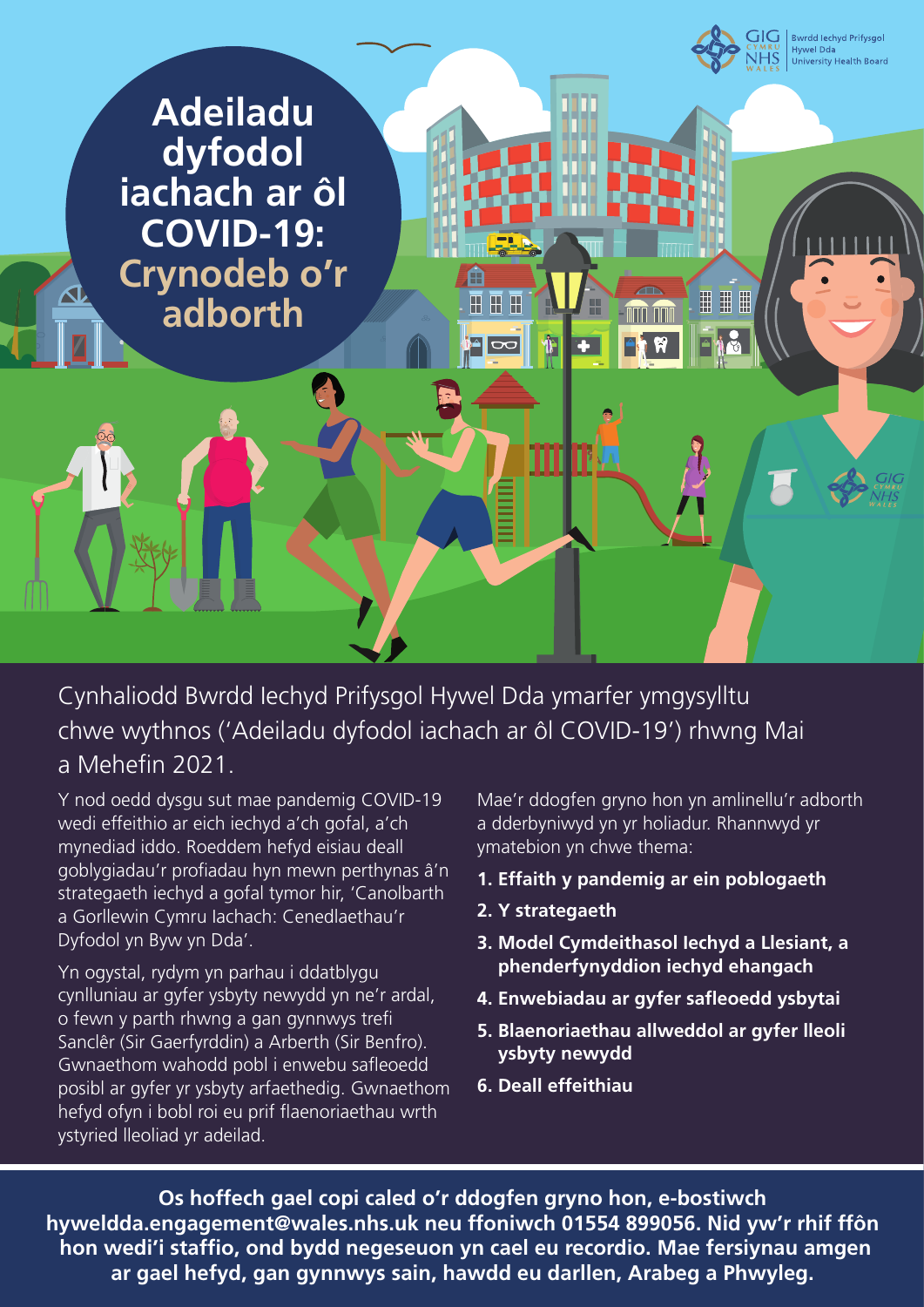# Adeiladu dyfodol iachach ar ôl COVID-19: Crynodeb o’r adborth

Cynhaliodd Bwrdd Iechyd Prifysgol Hywel Dda ymarfer ymgysylltu chwe wythnos (‘Adeiladu dyfodol iachach ar ôl COVID-19’) rhwng Mai a Mehefin 2021.

Y nod oedd dysgu sut mae pandemig COVID-19 wedi effeithio ar eich iechyd a’ch gofal, a’ch mynediad iddo. Roeddem hefyd eisiau deall goblygiadau’r profiadau hyn mewn perthynas â’n strategaeth iechyd a gofal tymor hir, ‘Canolbarth a Gorllewin Cymru Iachach: Cenedlaethau’r Dyfodol yn Byw yn Dda’.

Yn ogystal, rydym yn parhau i ddatblygu cynlluniau ar gyfer ysbyty newydd yn ne’r ardal, o fewn y parth rhwng a gan gynnwys trefi Sanclêr (Sir Gaerfyrddin) a Arberth (Sir Benfro). Gwnaethom wahodd pobl i enwebu safleoedd posibl ar gyfer yr ysbyty arfaethedig. Gwnaethom hefyd ofyn i bobl roi eu prif flaenoriaethau wrth ystyried lleoliad yr adeilad.

Mae’r ddogfen gryno hon yn amlinellu’r adborth a dderbyniwyd yn yr holiadur. Rhannwyd yr ymatebion yn chwe thema:

1. **Effaith y pandemig ar ein poblogaeth**
2. **Y strategaeth**
3. **Model Cymdeithasol Iechyd a Llesiant, a phenderfynyddion iechyd ehangach**
4. **Enwebiadau ar gyfer safleoedd ysbytai**
5. **Blaenoriaethau allweddol ar gyfer lleoli ysbyty newydd**
6. **Deall effeithiau**

**Os hoffech gael copi caled o’r ddogfen gryno hon, e-bostiwch hyweldda.engagement@wales.nhs.uk neu ffoniwch 01554 899056. Nid yw’r rhif ffôn hon wedi’i staffio, ond bydd negeseuon yn cael eu recordio. Mae fersiynau amgen ar gael hefyd, gan gynnwys sain, hawdd eu darllen, Arabeg a Phwyleg.**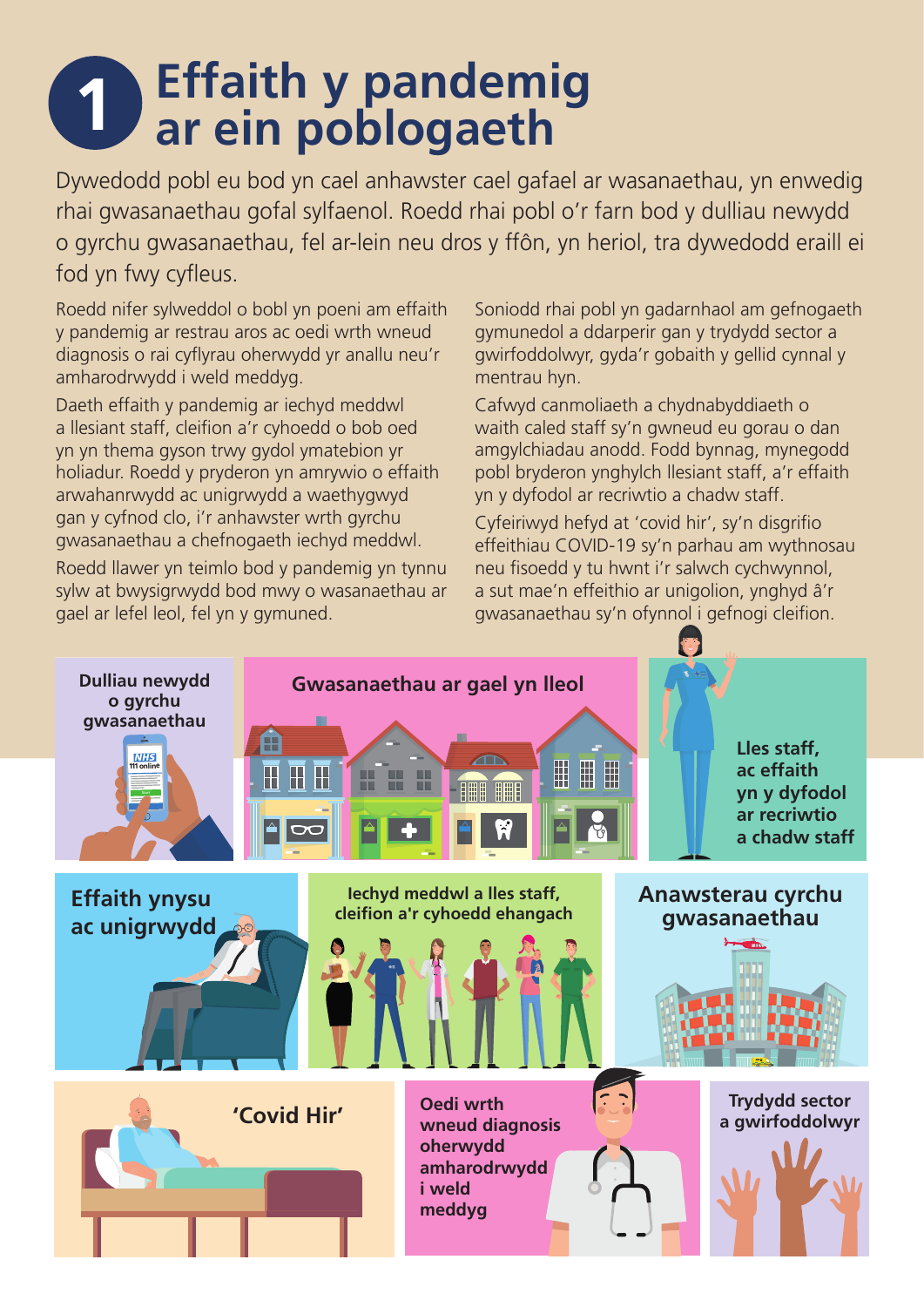# 1 Effaith y pandemig ar ein poblogaeth

Dywedodd pobl eu bod yn cael anhawster cael gafael ar wasanaethau, yn enwedig rhai gwasanaethau gofal sylfaenol. Roedd rhai pobl o'r farn bod y dulliau newydd o gyrchu gwasanaethau, fel ar-lein neu dros y ffôn, yn heriol, tra dywedodd eraill ei fod yn fwy cyfleus.

Roedd nifer sylweddol o bobl yn poeni am effaith y pandemig ar restrau aros ac oedi wrth wneud diagnosis o rai cyflyrau oherwydd yr anallu neu'r amharodrwydd i weld meddyg.

Daeth effaith y pandemig ar iechyd meddwl a llesiant staff, cleifion a'r cyhoedd o bob oed yn yn thema gyson trwy gydol ymatebion yr holiadur. Roedd y pryderon yn amrywio o effaith arwahanrwydd ac unigrwydd a waethygwyd gan y cyfnod clo, i'r anhawster wrth gyrchu gwasanaethau a chefnogaeth iechyd meddwl.

Roedd llawer yn teimlo bod y pandemig yn tynnu sylw at bwysigrwydd bod mwy o wasanaethau ar gael ar lefel leol, fel yn y gymuned.

Soniodd rhai pobl yn gadarnhaol am gefnogaeth gymunedol a ddarperir gan y trydydd sector a gwirfoddolwyr, gyda'r gobaith y gellid cynnal y mentrau hyn.

Cafwyd canmoliaeth a chydnabyddiaeth o waith caled staff sy'n gwneud eu gorau o dan amgylchiadau anodd. Fodd bynnag, mynegodd pobl bryderon ynghylch llesiant staff, a'r effaith yn y dyfodol ar recriwtio a chadw staff.

Cyfeiriwyd hefyd at 'covid hir', sy'n disgrifio effeithiau COVID-19 sy'n parhau am wythnosau neu fisoedd y tu hwnt i'r salwch cychwynnol, a sut mae'n effeithio ar unigolion, ynghyd â'r gwasanaethau sy'n ofynnol i gefnogi cleifion.

**Dulliau newydd o gyrchu gwasanaethau**

**Gwasanaethau ar gael yn lleol**

**Lles staff, ac effaith yn y dyfodol ar recriwtio a chadw staff**

**Effaith ynysu ac unigrwydd**

**Iechyd meddwl a lles staff, cleifion a'r cyhoedd ehangach**

**Anawsterau cyrchu gwasanaethau**

**'Covid Hir'**

**Oedi wrth wneud diagnosis oherwydd amharodrwydd i weld meddyg**

**Trydydd sector a gwirfoddolwyr**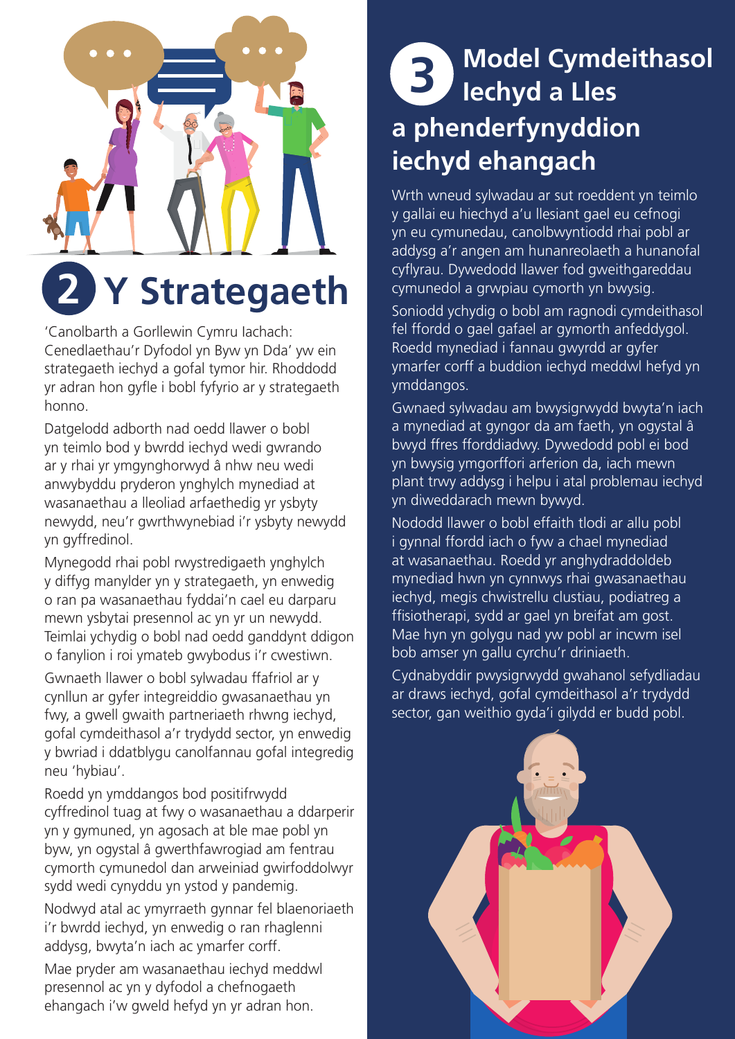## 2 Y Strategaeth

'Canolbarth a Gorllewin Cymru Iachach: Cenedlaethau'r Dyfodol yn Byw yn Dda' yw ein strategaeth iechyd a gofal tymor hir. Rhoddodd yr adran hon gyfle i bobl fyfyrio ar y strategaeth honno.

Datgelodd adborth nad oedd llawer o bobl yn teimlo bod y bwrdd iechyd wedi gwrando ar y rhai yr ymgynghorwyd â nhw neu wedi anwybyddu pryderon ynghylch mynediad at wasanaethau a lleoliad arfaethedig yr ysbyty newydd, neu'r gwrthwynebiad i'r ysbyty newydd yn gyffredinol.

Mynegodd rhai pobl rwystredigaeth ynghylch y diffyg manylder yn y strategaeth, yn enwedig o ran pa wasanaethau fyddai'n cael eu darparu mewn ysbytai presennol ac yn yr un newydd. Teimlai ychydig o bobl nad oedd ganddynt ddigon o fanylion i roi ymateb gwybodus i'r cwestiwn.

Gwnaeth llawer o bobl sylwadau ffafriol ar y cynllun ar gyfer integreiddio gwasanaethau yn fwy, a gwell gwaith partneriaeth rhwng iechyd, gofal cymdeithasol a'r trydydd sector, yn enwedig y bwriad i ddatblygu canolfannau gofal integredig neu 'hybiau'.

Roedd yn ymddangos bod positifrwydd cyffredinol tuag at fwy o wasanaethau a ddarperir yn y gymuned, yn agosach at ble mae pobl yn byw, yn ogystal â gwerthfawrogiad am fentrau cymorth cymunedol dan arweiniad gwirfoddolwyr sydd wedi cynyddu yn ystod y pandemig.

Nodwyd atal ac ymyrraeth gynnar fel blaenoriaeth i'r bwrdd iechyd, yn enwedig o ran rhaglenni addysg, bwyta'n iach ac ymarfer corff.

Mae pryder am wasanaethau iechyd meddwl presennol ac yn y dyfodol a chefnogaeth ehangach i'w gweld hefyd yn yr adran hon.

## 3 Model Cymdeithasol Iechyd a Lles a phenderfynyddion iechyd ehangach

Wrth wneud sylwadau ar sut roeddent yn teimlo y gallai eu hiechyd a'u llesiant gael eu cefnogi yn eu cymunedau, canolbwyntiodd rhai pobl ar addysg a'r angen am hunanreolaeth a hunanofal cyflyrau. Dywedodd llawer fod gweithgareddau cymunedol a grwpiau cymorth yn bwysig.

Soniodd ychydig o bobl am ragnodi cymdeithasol fel ffordd o gael gafael ar gymorth anfeddygol. Roedd mynediad i fannau gwyrdd ar gyfer ymarfer corff a buddion iechyd meddwl hefyd yn ymddangos.

Gwnaed sylwadau am bwysigrwydd bwyta'n iach a mynediad at gyngor da am faeth, yn ogystal â bwyd ffres fforddiadwy. Dywedodd pobl ei bod yn bwysig ymgorffori arferion da, iach mewn plant trwy addysg i helpu i atal problemau iechyd yn diweddarach mewn bywyd.

Nododd llawer o bobl effaith tlodi ar allu pobl i gynnal ffordd iach o fyw a chael mynediad at wasanaethau. Roedd yr anghydraddoldeb mynediad hwn yn cynnwys rhai gwasanaethau iechyd, megis chwistrellu clustiau, podiatreg a ffisiotherapi, sydd ar gael yn breifat am gost. Mae hyn yn golygu nad yw pobl ar incwm isel bob amser yn gallu cyrchu'r driniaeth.

Cydnabyddir pwysigrwydd gwahanol sefydliadau ar draws iechyd, gofal cymdeithasol a'r trydydd sector, gan weithio gyda'i gilydd er budd pobl.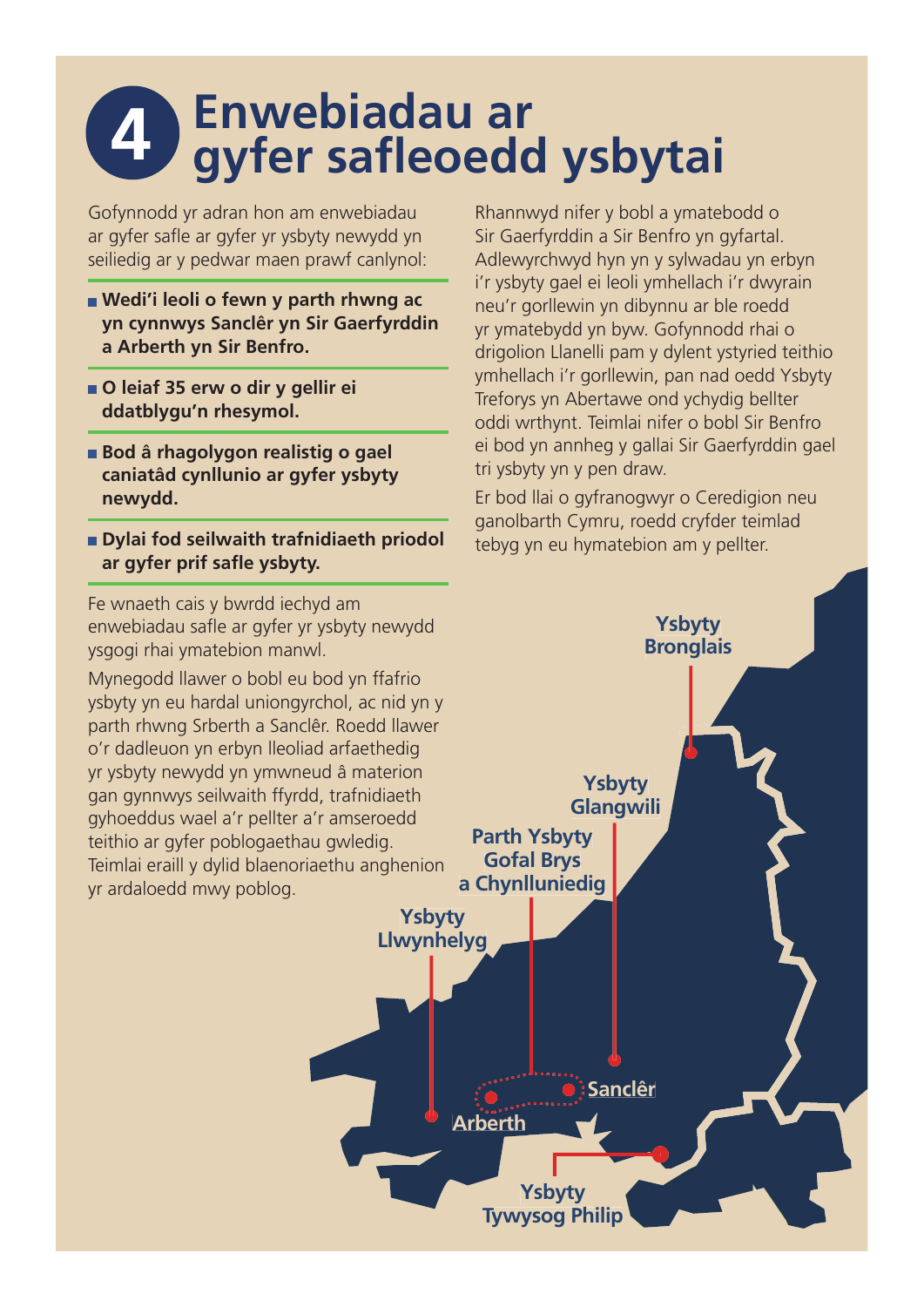# 4 Enwebiadau ar gyfer safleoedd ysbytai

Gofynnodd yr adran hon am enwebiadau ar gyfer safle ar gyfer yr ysbyty newydd yn seiliedig ar y pedwar maen prawf canlynol:

- **Wedi'i leoli o fewn y parth rhwng ac yn cynnwys Sanclêr yn Sir Gaerfyrddin a Arberth yn Sir Benfro.**
- **O leiaf 35 erw o dir y gellir ei ddatblygu'n rhesymol.**
- **Bod â rhagolygon realistig o gael caniatâd cynllunio ar gyfer ysbyty newydd.**
- **Dylai fod seilwaith trafnidiaeth priodol ar gyfer prif safle ysbyty.**

Fe wnaeth cais y bwrdd iechyd am enwebiadau safle ar gyfer yr ysbyty newydd ysgogi rhai ymatebion manwl.

Mynegodd llawer o bobl eu bod yn ffafrio ysbyty yn eu hardal uniongyrchol, ac nid yn y parth rhwng Srberth a Sanclêr. Roedd llawer o'r dadleuon yn erbyn lleoliad arfaethedig yr ysbyty newydd yn ymwneud â materion gan gynnwys seilwaith ffyrdd, trafnidiaeth gyhoeddus wael a'r pellter a'r amseroedd teithio ar gyfer poblogaethau gwledig. Teimlai eraill y dylid blaenoriaethu anghenion yr ardaloedd mwy poblog.

Rhannwyd nifer y bobl a ymatebodd o Sir Gaerfyrddin a Sir Benfro yn gyfartal. Adlewyrchwyd hyn yn y sylwadau yn erbyn i'r ysbyty gael ei leoli ymhellach i'r dwyrain neu'r gorllewin yn dibynnu ar ble roedd yr ymatebydd yn byw. Gofynnodd rhai o drigolion Llanelli pam y dylent ystyried teithio ymhellach i'r gorllewin, pan nad oedd Ysbyty Treforys yn Abertawe ond ychydig bellter oddi wrthynt. Teimlai nifer o bobl Sir Benfro ei bod yn annheg y gallai Sir Gaerfyrddin gael tri ysbyty yn y pen draw.

Er bod llai o gyfranogwyr o Ceredigion neu ganolbarth Cymru, roedd cryfder teimlad tebyg yn eu hymatebion am y pellter.

Ysbyty Bronglais

Ysbyty Glangwili

Parth Ysbyty Gofal Brys a Chynlluniedig

Ysbyty Llwynhelyg

Sanclêr

Arberth

Ysbyty Tywysog Philip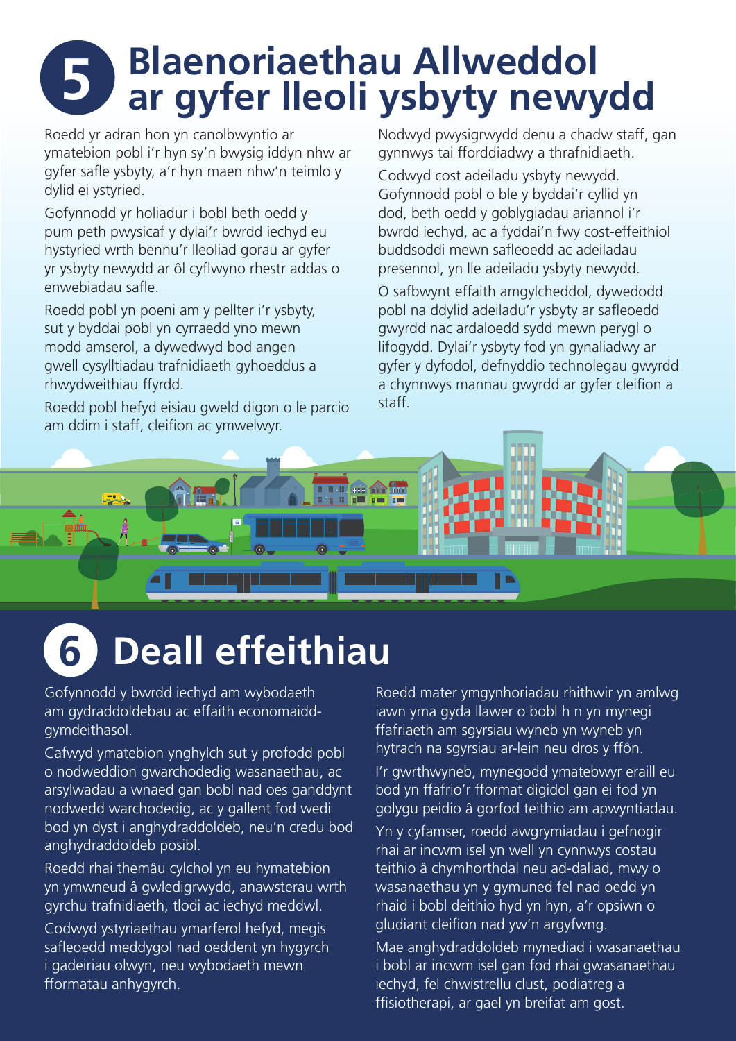# 5 Blaenoriaethau Allweddol ar gyfer lleoli ysbyty newydd

Roedd yr adran hon yn canolbwyntio ar ymatebion pobl i'r hyn sy'n bwysig iddyn nhw ar gyfer safle ysbyty, a'r hyn maen nhw'n teimlo y dylid ei ystyried.

Gofynnodd yr holiadur i bobl beth oedd y pum peth pwysicaf y dylai'r bwrdd iechyd eu hystyried wrth bennu'r lleoliad gorau ar gyfer yr ysbyty newydd ar ôl cyflwyno rhestr addas o enwebiadau safle.

Roedd pobl yn poeni am y pellter i'r ysbyty, sut y byddai pobl yn cyrraedd yno mewn modd amserol, a dywedwyd bod angen gwell cysylltiadau trafnidiaeth gyhoeddus a rhwydweithiau ffyrdd.

Roedd pobl hefyd eisiau gweld digon o le parcio am ddim i staff, cleifion ac ymwelwyr.

Nodwyd pwysigrwydd denu a chadw staff, gan gynnwys tai fforddiadwy a thrafnidiaeth.

Codwyd cost adeiladu ysbyty newydd. Gofynnodd pobl o ble y byddai'r cyllid yn dod, beth oedd y goblygiadau ariannol i'r bwrdd iechyd, ac a fyddai'n fwy cost-effeithiol buddsoddi mewn safleoedd ac adeiladau presennol, yn lle adeiladu ysbyty newydd.

O safbwynt effaith amgylcheddol, dywedodd pobl na ddylid adeiladu'r ysbyty ar safleoedd gwyrdd nac ardaloedd sydd mewn perygl o lifogydd. Dylai'r ysbyty fod yn gynaliadwy ar gyfer y dyfodol, defnyddio technolegau gwyrdd a chynnwys mannau gwyrdd ar gyfer cleifion a staff.

# 6 Deall effeithiau

Gofynnodd y bwrdd iechyd am wybodaeth am gydraddoldebau ac effaith economaidd-gymdeithasol.

Cafwyd ymatebion ynghylch sut y profodd pobl o nodweddion gwarchodedig wasanaethau, ac arsylwadau a wnaed gan bobl nad oes ganddynt nodwedd warchodedig, ac y gallent fod wedi bod yn dyst i anghydraddoldeb, neu'n credu bod anghydraddoldeb posibl.

Roedd rhai themâu cylchol yn eu hymatebion yn ymwneud â gwledigrwydd, anawsterau wrth gyrchu trafnidiaeth, tlodi ac iechyd meddwl.

Codwyd ystyriaethau ymarferol hefyd, megis safleoedd meddygol nad oeddent yn hygyrch i gadeiriau olwyn, neu wybodaeth mewn fformatau anhygyrch.

Roedd mater ymgynhoriadau rhithwir yn amlwg iawn yma gyda llawer o bobl h n yn mynegi ffafriaeth am sgyrsiau wyneb yn wyneb yn hytrach na sgyrsiau ar-lein neu dros y ffôn.

I'r gwrthwyneb, mynegodd ymatebwyr eraill eu bod yn ffafrio'r fformat digidol gan ei fod yn golygu peidio â gorfod teithio am apwyntiadau.

Yn y cyfamser, roedd awgrymiadau i gefnogi rhai ar incwm isel yn well yn cynnwys costau teithio â chymhorthdal neu ad-daliad, mwy o wasanaethau yn y gymuned fel nad oedd yn rhaid i bobl deithio hyd yn hyn, a'r opsiwn o gludiant cleifion nad yw'n argyfwng.

Mae anghydraddoldeb mynediad i wasanaethau i bobl ar incwm isel gan fod rhai gwasanaethau iechyd, fel chwistrellu clust, podiatreg a ffisiotherapi, ar gael yn breifat am gost.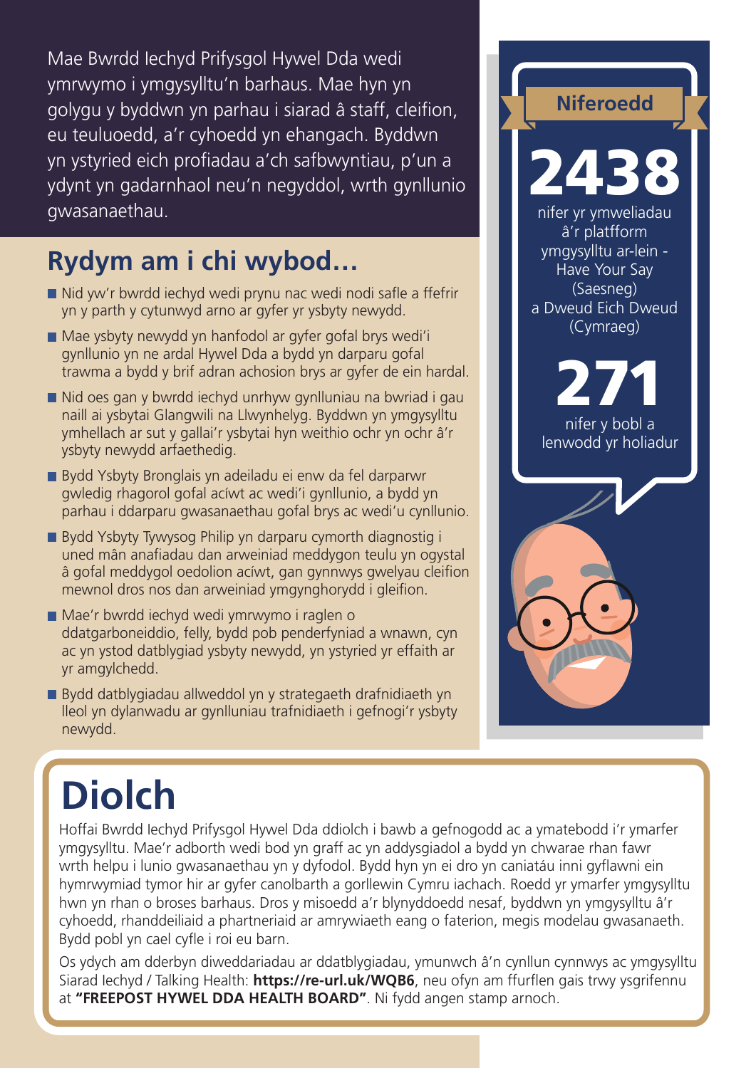Mae Bwrdd Iechyd Prifysgol Hywel Dda wedi ymrwymo i ymgysylltu'n barhaus. Mae hyn yn golygu y byddwn yn parhau i siarad â staff, cleifion, eu teuluoedd, a'r cyhoedd yn ehangach. Byddwn yn ystyried eich profiadau a'ch safbwyntiau, p'un a ydynt yn gadarnhaol neu'n negyddol, wrth gynllunio gwasanaethau.

## Rydym am i chi wybod…

- Nid yw'r bwrdd iechyd wedi prynu nac wedi nodi safle a ffefrir yn y parth y cytunwyd arno ar gyfer yr ysbyty newydd.
- Mae ysbyty newydd yn hanfodol ar gyfer gofal brys wedi'i gynllunio yn ne ardal Hywel Dda a bydd yn darparu gofal trawma a bydd y brif adran achosion brys ar gyfer de ein hardal.
- Nid oes gan y bwrdd iechyd unrhyw gynlluniau na bwriad i gau naill ai ysbytai Glangwili na Llwynhelyg. Byddwn yn ymgysylltu ymhellach ar sut y gallai'r ysbytai hyn weithio ochr yn ochr â'r ysbyty newydd arfaethedig.
- Bydd Ysbyty Bronglais yn adeiladu ei enw da fel darparwr gwledig rhagorol gofal acíwt ac wedi'i gynllunio, a bydd yn parhau i ddarparu gwasanaethau gofal brys ac wedi'u cynllunio.
- Bydd Ysbyty Tywysog Philip yn darparu cymorth diagnostig i uned mân anafiadau dan arweiniad meddygon teulu yn ogystal â gofal meddygol oedolion acíwt, gan gynnwys gwelyau cleifion mewnol dros nos dan arweiniad ymgynghorydd i gleifion.
- Mae'r bwrdd iechyd wedi ymrwymo i raglen o ddatgarboneiddio, felly, bydd pob penderfyniad a wnawn, cyn ac yn ystod datblygiad ysbyty newydd, yn ystyried yr effaith ar yr amgylchedd.
- Bydd datblygiadau allweddol yn y strategaeth drafnidiaeth yn lleol yn dylanwadu ar gynlluniau trafnidiaeth i gefnogi'r ysbyty newydd.

**Niferoedd**

**2438**
nifer yr ymweliadau â'r platfform ymgysylltu ar-lein - Have Your Say (Saesneg) a Dweud Eich Dweud (Cymraeg)

**271**
nifer y bobl a lenwodd yr holiadur

# Diolch

Hoffai Bwrdd Iechyd Prifysgol Hywel Dda ddiolch i bawb a gefnogodd ac a ymatebodd i'r ymarfer ymgysylltu. Mae'r adborth wedi bod yn graff ac yn addysgiadol a bydd yn chwarae rhan fawr wrth helpu i lunio gwasanaethau yn y dyfodol. Bydd hyn yn ei dro yn caniatáu inni gyflawni ein hymrwymiad tymor hir ar gyfer canolbarth a gorllewin Cymru iachach. Roedd yr ymarfer ymgysylltu hwn yn rhan o broses barhaus. Dros y misoedd a'r blynyddoedd nesaf, byddwn yn ymgysylltu â'r cyhoedd, rhanddeiliaid a phartneriaid ar amrywiaeth eang o faterion, megis modelau gwasanaeth. Bydd pobl yn cael cyfle i roi eu barn.

Os ydych am dderbyn diweddariadau ar ddatblygiadau, ymunwch â'n cynllun cynnwys ac ymgysylltu Siarad Iechyd / Talking Health: **https://re-url.uk/WQB6**, neu ofyn am ffurflen gais trwy ysgrifennu at **"FREEPOST HYWEL DDA HEALTH BOARD"**. Ni fydd angen stamp arnoch.